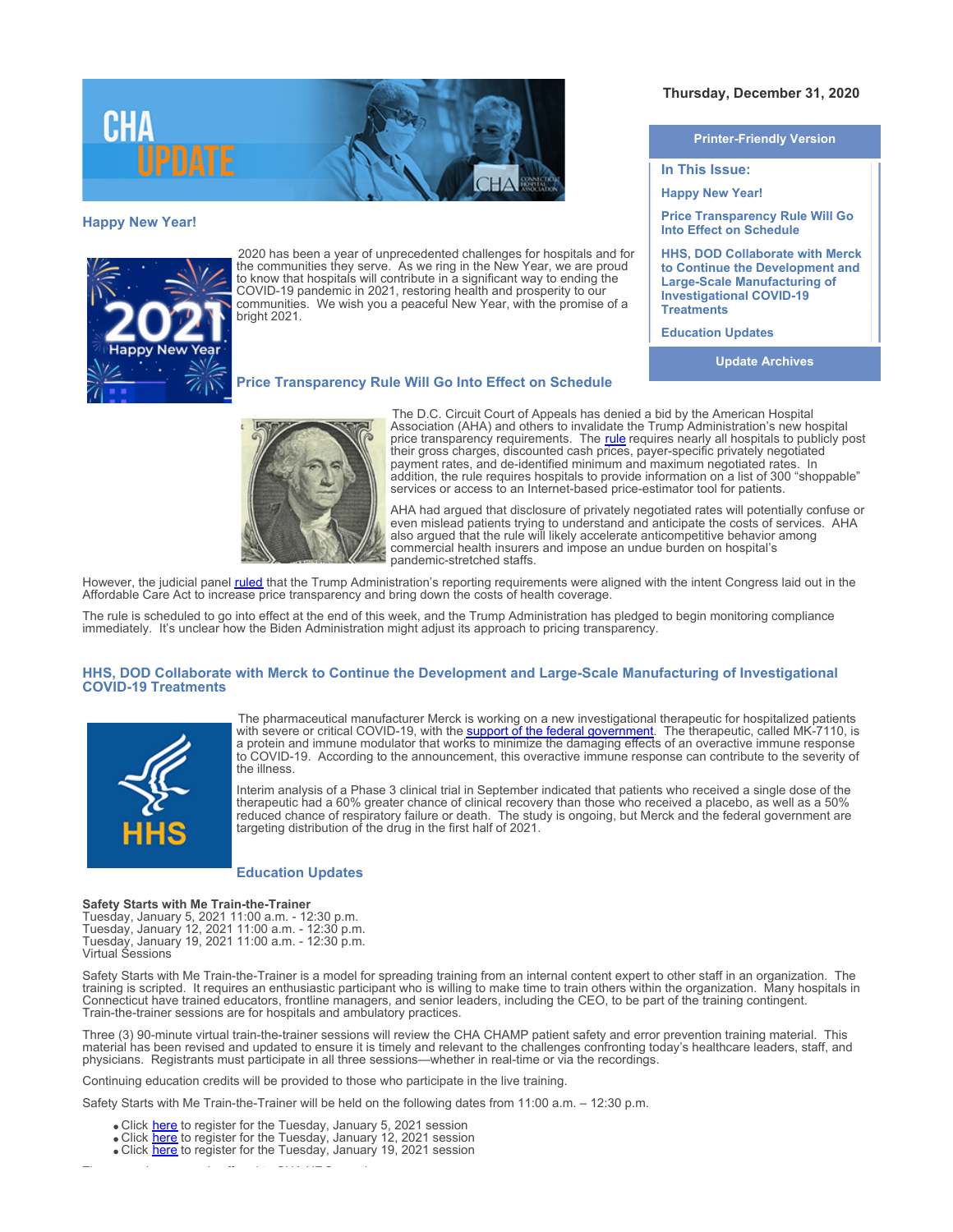Thursday, December 31, 2020

Printer-Friendly Version

**In This Issue:**

- Happy New Year!
- Price Transparency Rule Will Go Into Effect on Schedule
- HHS, DOD Collaborate with Merck to Continue the Development and Large-Scale Manufacturing of Investigational COVID-19 Treatments
- Education Updates

Update Archives

## Happy New Year!

2020 has been a year of unprecedented challenges for hospitals and for the communities they serve. As we ring in the New Year, we are proud to know that hospitals will contribute in a significant way to ending the COVID-19 pandemic in 2021, restoring health and prosperity to our communities. We wish you a peaceful New Year, with the promise of a bright 2021.

## Price Transparency Rule Will Go Into Effect on Schedule

The D.C. Circuit Court of Appeals has denied a bid by the American Hospital Association (AHA) and others to invalidate the Trump Administration's new hospital price transparency requirements. The rule requires nearly all hospitals to publicly post their gross charges, discounted cash prices, payer-specific privately negotiated payment rates, and de-identified minimum and maximum negotiated rates. In addition, the rule requires hospitals to provide information on a list of 300 "shoppable" services or access to an Internet-based price-estimator tool for patients.

AHA had argued that disclosure of privately negotiated rates will potentially confuse or even mislead patients trying to understand and anticipate the costs of services. AHA also argued that the rule will likely accelerate anticompetitive behavior among commercial health insurers and impose an undue burden on hospital's pandemic-stretched staffs.

However, the judicial panel ruled that the Trump Administration's reporting requirements were aligned with the intent Congress laid out in the Affordable Care Act to increase price transparency and bring down the costs of health coverage.

The rule is scheduled to go into effect at the end of this week, and the Trump Administration has pledged to begin monitoring compliance immediately. It's unclear how the Biden Administration might adjust its approach to pricing transparency.

## HHS, DOD Collaborate with Merck to Continue the Development and Large-Scale Manufacturing of Investigational COVID-19 Treatments

The pharmaceutical manufacturer Merck is working on a new investigational therapeutic for hospitalized patients with severe or critical COVID-19, with the support of the federal government. The therapeutic, called MK-7110, is a protein and immune modulator that works to minimize the damaging effects of an overactive immune response to COVID-19. According to the announcement, this overactive immune response can contribute to the severity of the illness.

Interim analysis of a Phase 3 clinical trial in September indicated that patients who received a single dose of the therapeutic had a 60% greater chance of clinical recovery than those who received a placebo, as well as a 50% reduced chance of respiratory failure or death. The study is ongoing, but Merck and the federal government are targeting distribution of the drug in the first half of 2021.

## Education Updates

**Safety Starts with Me Train-the-Trainer**
Tuesday, January 5, 2021 11:00 a.m. - 12:30 p.m.
Tuesday, January 12, 2021 11:00 a.m. - 12:30 p.m.
Tuesday, January 19, 2021 11:00 a.m. - 12:30 p.m.
Virtual Sessions

Safety Starts with Me Train-the-Trainer is a model for spreading training from an internal content expert to other staff in an organization. The training is scripted. It requires an enthusiastic participant who is willing to make time to train others within the organization. Many hospitals in Connecticut have trained educators, frontline managers, and senior leaders, including the CEO, to be part of the training contingent. Train-the-trainer sessions are for hospitals and ambulatory practices.

Three (3) 90-minute virtual train-the-trainer sessions will review the CHA CHAMP patient safety and error prevention training material. This material has been revised and updated to ensure it is timely and relevant to the challenges confronting today's healthcare leaders, staff, and physicians. Registrants must participate in all three sessions—whether in real-time or via the recordings.

Continuing education credits will be provided to those who participate in the live training.

Safety Starts with Me Train-the-Trainer will be held on the following dates from 11:00 a.m. – 12:30 p.m.

- Click here to register for the Tuesday, January 5, 2021 session
- Click here to register for the Tuesday, January 12, 2021 session
- Click here to register for the Tuesday, January 19, 2021 session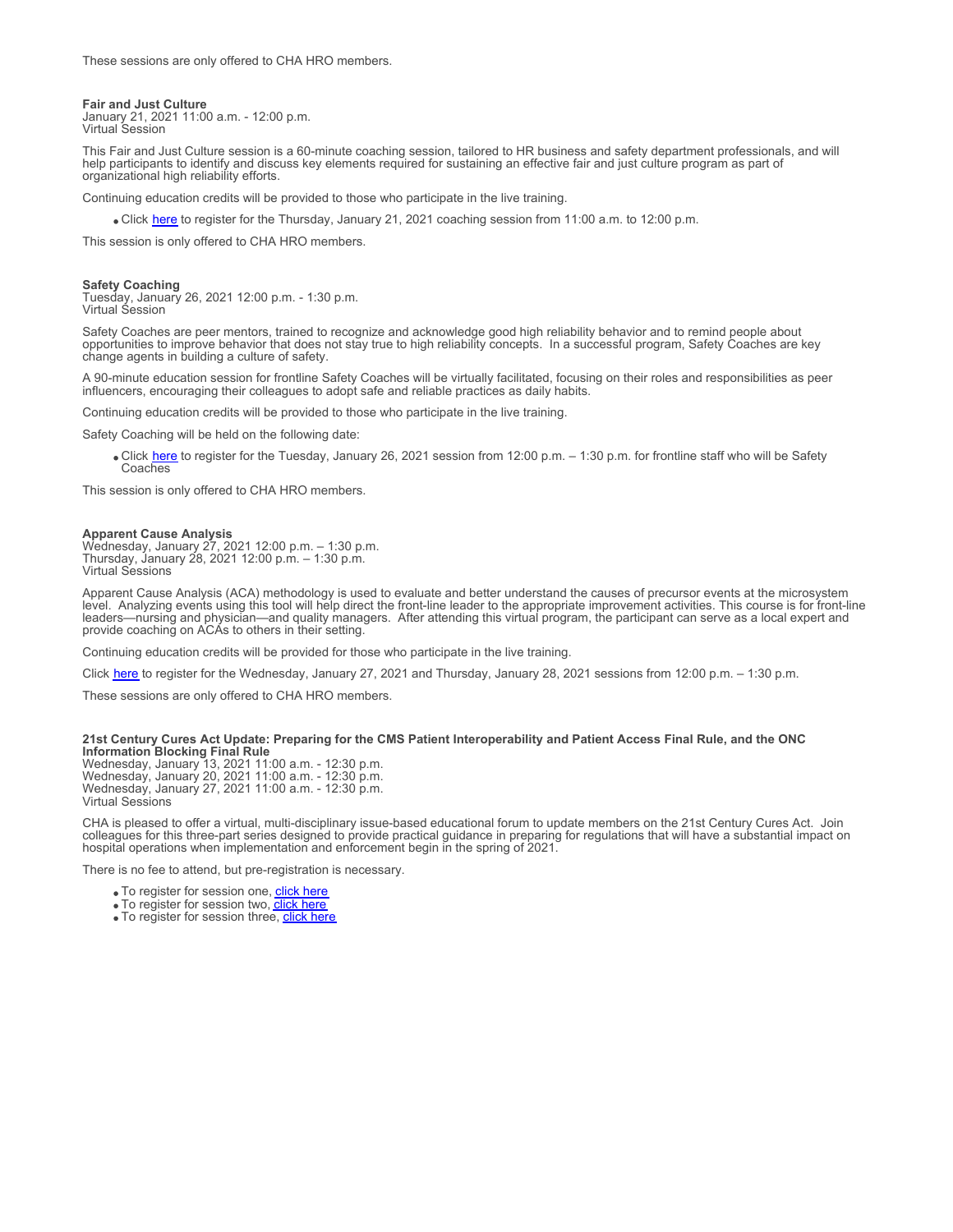These sessions are only offered to CHA HRO members.

**Fair and Just Culture**
January 21, 2021 11:00 a.m. - 12:00 p.m.
Virtual Session

This Fair and Just Culture session is a 60-minute coaching session, tailored to HR business and safety department professionals, and will help participants to identify and discuss key elements required for sustaining an effective fair and just culture program as part of organizational high reliability efforts.

Continuing education credits will be provided to those who participate in the live training.

- Click here to register for the Thursday, January 21, 2021 coaching session from 11:00 a.m. to 12:00 p.m.

This session is only offered to CHA HRO members.

**Safety Coaching**
Tuesday, January 26, 2021 12:00 p.m. - 1:30 p.m.
Virtual Session

Safety Coaches are peer mentors, trained to recognize and acknowledge good high reliability behavior and to remind people about opportunities to improve behavior that does not stay true to high reliability concepts. In a successful program, Safety Coaches are key change agents in building a culture of safety.

A 90-minute education session for frontline Safety Coaches will be virtually facilitated, focusing on their roles and responsibilities as peer influencers, encouraging their colleagues to adopt safe and reliable practices as daily habits.

Continuing education credits will be provided to those who participate in the live training.

Safety Coaching will be held on the following date:

- Click here to register for the Tuesday, January 26, 2021 session from 12:00 p.m. – 1:30 p.m. for frontline staff who will be Safety Coaches

This session is only offered to CHA HRO members.

**Apparent Cause Analysis**
Wednesday, January 27, 2021 12:00 p.m. – 1:30 p.m.
Thursday, January 28, 2021 12:00 p.m. – 1:30 p.m.
Virtual Sessions

Apparent Cause Analysis (ACA) methodology is used to evaluate and better understand the causes of precursor events at the microsystem level. Analyzing events using this tool will help direct the front-line leader to the appropriate improvement activities. This course is for front-line leaders—nursing and physician—and quality managers. After attending this virtual program, the participant can serve as a local expert and provide coaching on ACAs to others in their setting.

Continuing education credits will be provided for those who participate in the live training.

Click here to register for the Wednesday, January 27, 2021 and Thursday, January 28, 2021 sessions from 12:00 p.m. – 1:30 p.m.

These sessions are only offered to CHA HRO members.

**21st Century Cures Act Update: Preparing for the CMS Patient Interoperability and Patient Access Final Rule, and the ONC Information Blocking Final Rule**
Wednesday, January 13, 2021 11:00 a.m. - 12:30 p.m.
Wednesday, January 20, 2021 11:00 a.m. - 12:30 p.m.
Wednesday, January 27, 2021 11:00 a.m. - 12:30 p.m.
Virtual Sessions

CHA is pleased to offer a virtual, multi-disciplinary issue-based educational forum to update members on the 21st Century Cures Act. Join colleagues for this three-part series designed to provide practical guidance in preparing for regulations that will have a substantial impact on hospital operations when implementation and enforcement begin in the spring of 2021.

There is no fee to attend, but pre-registration is necessary.

- To register for session one, click here
- To register for session two, click here
- To register for session three, click here